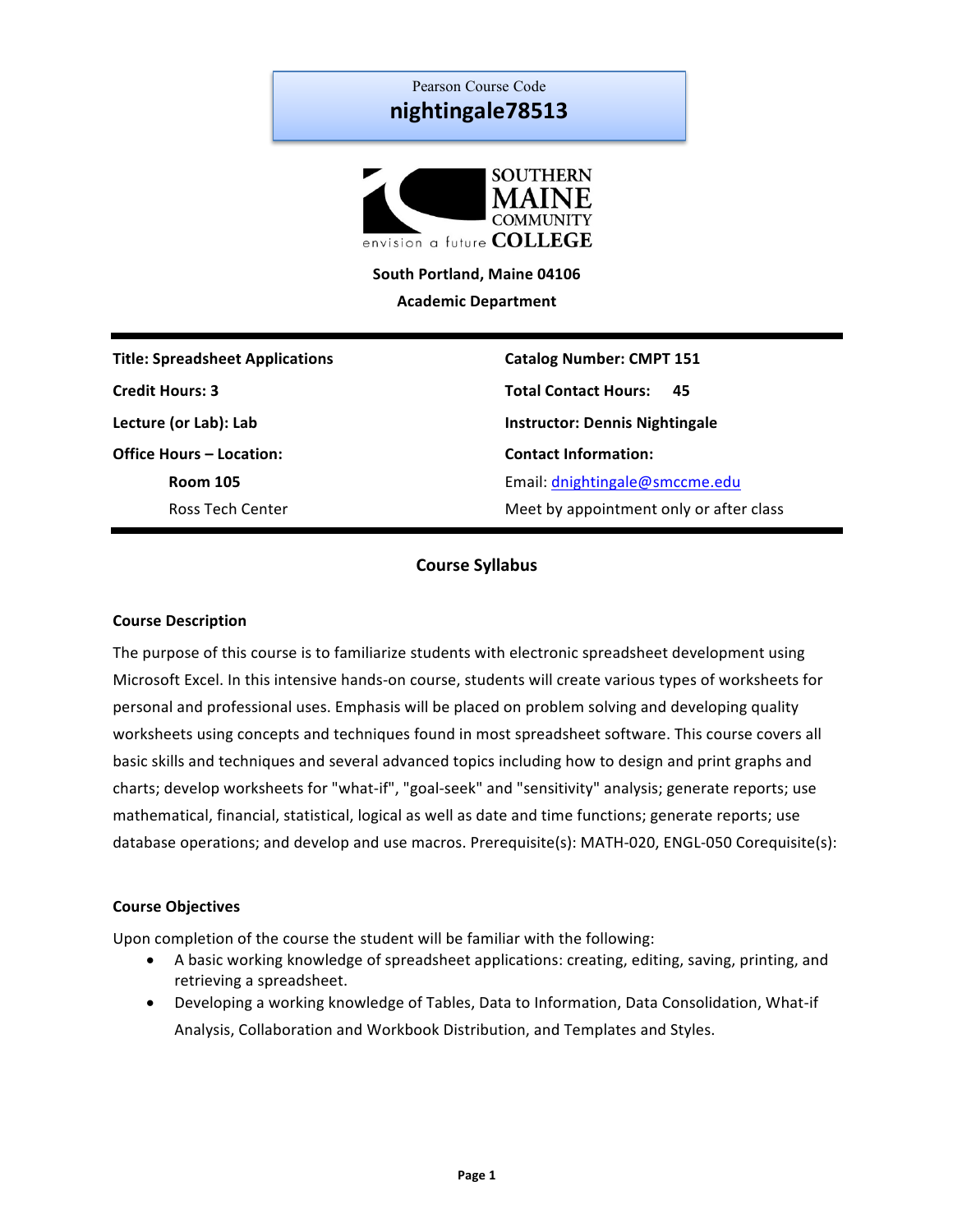Pearson Course Code

**nightingale78513**

SOUTHERN MAINE COMMUNITY COLLEGE

envision a future

**South Portland, Maine 04106**

**Academic Department**

| | |
|---|---|
| **Title: Spreadsheet Applications** | **Catalog Number: CMPT 151** |
| **Credit Hours: 3** | **Total Contact Hours: 45** |
| **Lecture (or Lab): Lab** | **Instructor: Dennis Nightingale** |
| **Office Hours – Location:** | **Contact Information:** |
| **Room 105** | Email: dnightingale@smccme.edu |
| Ross Tech Center | Meet by appointment only or after class |

## Course Syllabus

### Course Description

The purpose of this course is to familiarize students with electronic spreadsheet development using Microsoft Excel. In this intensive hands-on course, students will create various types of worksheets for personal and professional uses. Emphasis will be placed on problem solving and developing quality worksheets using concepts and techniques found in most spreadsheet software. This course covers all basic skills and techniques and several advanced topics including how to design and print graphs and charts; develop worksheets for "what-if", "goal-seek" and "sensitivity" analysis; generate reports; use mathematical, financial, statistical, logical as well as date and time functions; generate reports; use database operations; and develop and use macros. Prerequisite(s): MATH-020, ENGL-050 Corequisite(s):

### Course Objectives

Upon completion of the course the student will be familiar with the following:

- A basic working knowledge of spreadsheet applications: creating, editing, saving, printing, and retrieving a spreadsheet.
- Developing a working knowledge of Tables, Data to Information, Data Consolidation, What-if Analysis, Collaboration and Workbook Distribution, and Templates and Styles.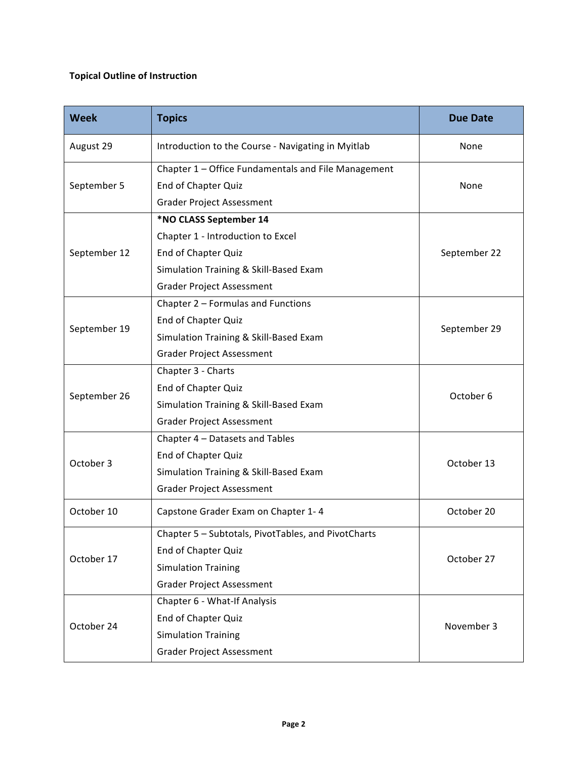**Topical Outline of Instruction**

| Week | Topics | Due Date |
| --- | --- | --- |
| August 29 | Introduction to the Course - Navigating in Myitlab | None |
| September 5 | Chapter 1 – Office Fundamentals and File Management<br>End of Chapter Quiz<br>Grader Project Assessment | None |
| September 12 | ***NO CLASS September 14**<br>Chapter 1 - Introduction to Excel<br>End of Chapter Quiz<br>Simulation Training & Skill-Based Exam<br>Grader Project Assessment | September 22 |
| September 19 | Chapter 2 – Formulas and Functions<br>End of Chapter Quiz<br>Simulation Training & Skill-Based Exam<br>Grader Project Assessment | September 29 |
| September 26 | Chapter 3 - Charts<br>End of Chapter Quiz<br>Simulation Training & Skill-Based Exam<br>Grader Project Assessment | October 6 |
| October 3 | Chapter 4 – Datasets and Tables<br>End of Chapter Quiz<br>Simulation Training & Skill-Based Exam<br>Grader Project Assessment | October 13 |
| October 10 | Capstone Grader Exam on Chapter 1- 4 | October 20 |
| October 17 | Chapter 5 – Subtotals, PivotTables, and PivotCharts<br>End of Chapter Quiz<br>Simulation Training<br>Grader Project Assessment | October 27 |
| October 24 | Chapter 6 - What-If Analysis<br>End of Chapter Quiz<br>Simulation Training<br>Grader Project Assessment | November 3 |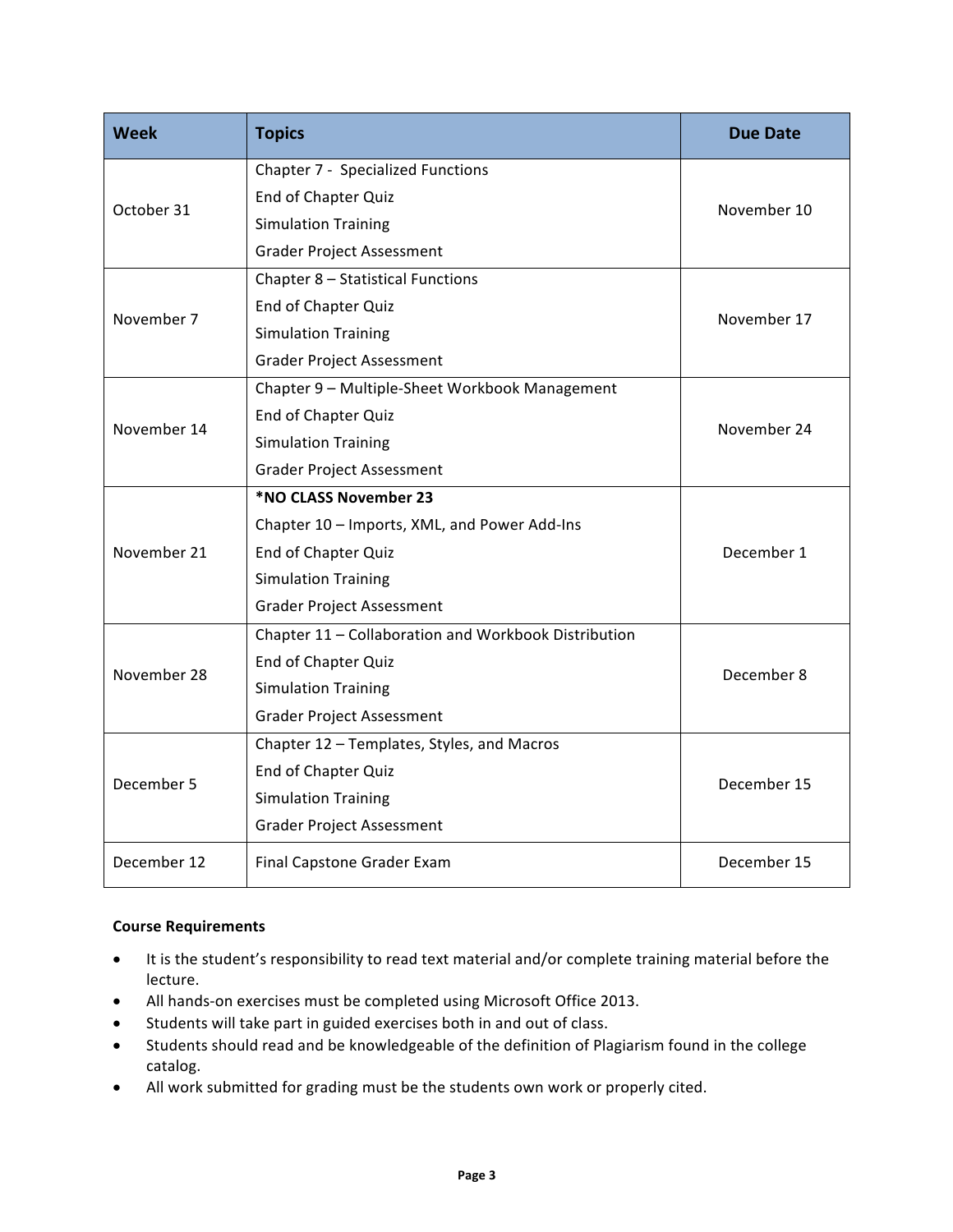| Week | Topics | Due Date |
| --- | --- | --- |
| October 31 | Chapter 7 - Specialized Functions<br>End of Chapter Quiz<br>Simulation Training<br>Grader Project Assessment | November 10 |
| November 7 | Chapter 8 – Statistical Functions<br>End of Chapter Quiz<br>Simulation Training<br>Grader Project Assessment | November 17 |
| November 14 | Chapter 9 – Multiple-Sheet Workbook Management<br>End of Chapter Quiz<br>Simulation Training<br>Grader Project Assessment | November 24 |
| November 21 | **\*NO CLASS November 23**<br>Chapter 10 – Imports, XML, and Power Add-Ins<br>End of Chapter Quiz<br>Simulation Training<br>Grader Project Assessment | December 1 |
| November 28 | Chapter 11 – Collaboration and Workbook Distribution<br>End of Chapter Quiz<br>Simulation Training<br>Grader Project Assessment | December 8 |
| December 5 | Chapter 12 – Templates, Styles, and Macros<br>End of Chapter Quiz<br>Simulation Training<br>Grader Project Assessment | December 15 |
| December 12 | Final Capstone Grader Exam | December 15 |

**Course Requirements**

- It is the student's responsibility to read text material and/or complete training material before the lecture.
- All hands-on exercises must be completed using Microsoft Office 2013.
- Students will take part in guided exercises both in and out of class.
- Students should read and be knowledgeable of the definition of Plagiarism found in the college catalog.
- All work submitted for grading must be the students own work or properly cited.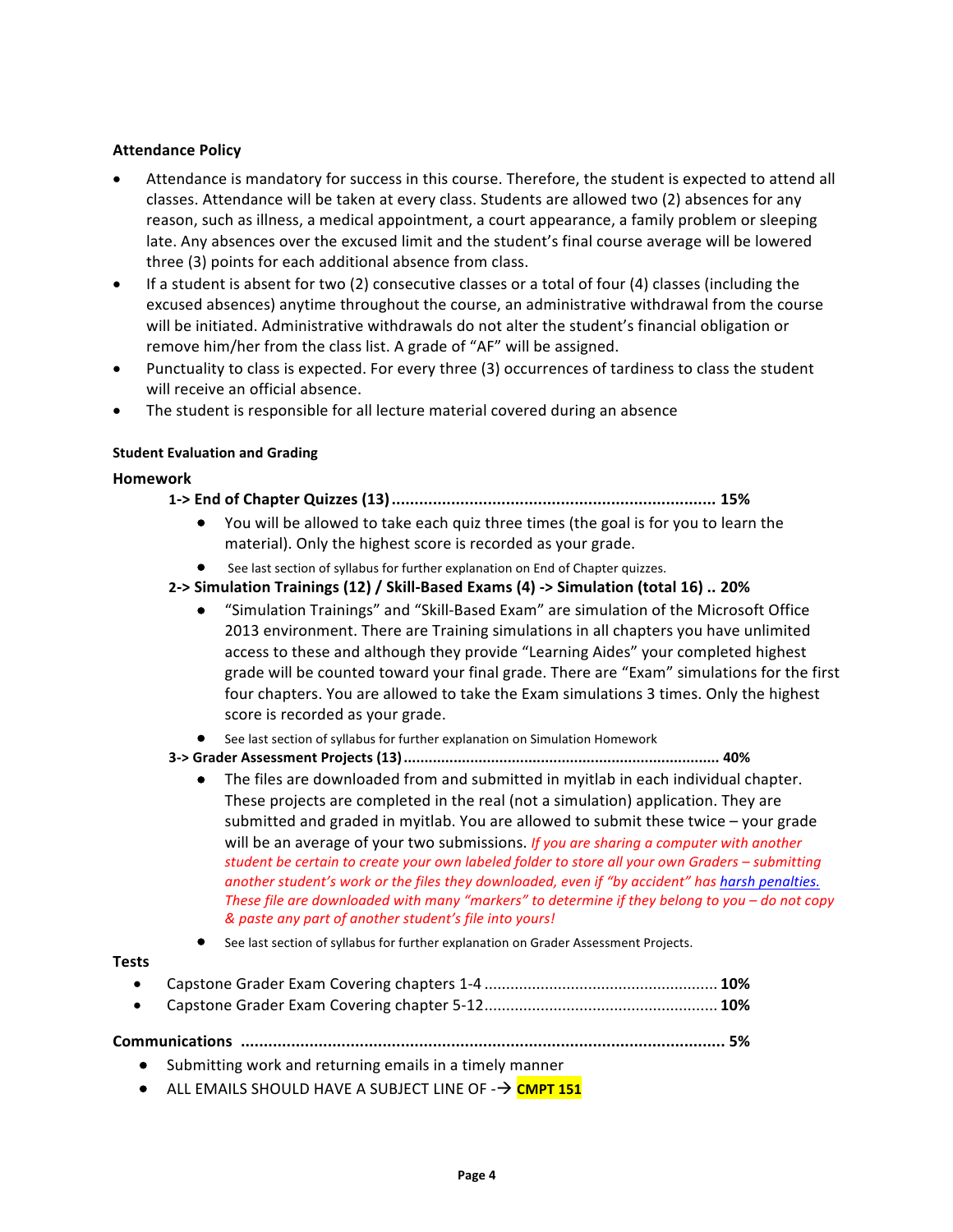## Attendance Policy

- Attendance is mandatory for success in this course. Therefore, the student is expected to attend all classes. Attendance will be taken at every class. Students are allowed two (2) absences for any reason, such as illness, a medical appointment, a court appearance, a family problem or sleeping late. Any absences over the excused limit and the student's final course average will be lowered three (3) points for each additional absence from class.
- If a student is absent for two (2) consecutive classes or a total of four (4) classes (including the excused absences) anytime throughout the course, an administrative withdrawal from the course will be initiated. Administrative withdrawals do not alter the student's financial obligation or remove him/her from the class list. A grade of "AF" will be assigned.
- Punctuality to class is expected. For every three (3) occurrences of tardiness to class the student will receive an official absence.
- The student is responsible for all lecture material covered during an absence

### Student Evaluation and Grading

**Homework**

**1-> End of Chapter Quizzes (13)........................................................................ 15%**

- You will be allowed to take each quiz three times (the goal is for you to learn the material). Only the highest score is recorded as your grade.
- See last section of syllabus for further explanation on End of Chapter quizzes.

**2-> Simulation Trainings (12) / Skill-Based Exams (4) -> Simulation (total 16) .. 20%**

- "Simulation Trainings" and "Skill-Based Exam" are simulation of the Microsoft Office 2013 environment. There are Training simulations in all chapters you have unlimited access to these and although they provide "Learning Aides" your completed highest grade will be counted toward your final grade. There are "Exam" simulations for the first four chapters. You are allowed to take the Exam simulations 3 times. Only the highest score is recorded as your grade.
- See last section of syllabus for further explanation on Simulation Homework

**3-> Grader Assessment Projects (13).......................................................................... 40%**

- The files are downloaded from and submitted in myitlab in each individual chapter. These projects are completed in the real (not a simulation) application. They are submitted and graded in myitlab. You are allowed to submit these twice – your grade will be an average of your two submissions. *If you are sharing a computer with another student be certain to create your own labeled folder to store all your own Graders – submitting another student's work or the files they downloaded, even if "by accident" has harsh penalties. These file are downloaded with many "markers" to determine if they belong to you – do not copy & paste any part of another student's file into yours!*
- See last section of syllabus for further explanation on Grader Assessment Projects.

**Tests**

- Capstone Grader Exam Covering chapters 1-4 ..................................................... **10%**
- Capstone Grader Exam Covering chapter 5-12..................................................... **10%**

**Communications ........................................................................................................ 5%**

- Submitting work and returning emails in a timely manner
- ALL EMAILS SHOULD HAVE A SUBJECT LINE OF -→ **CMPT 151**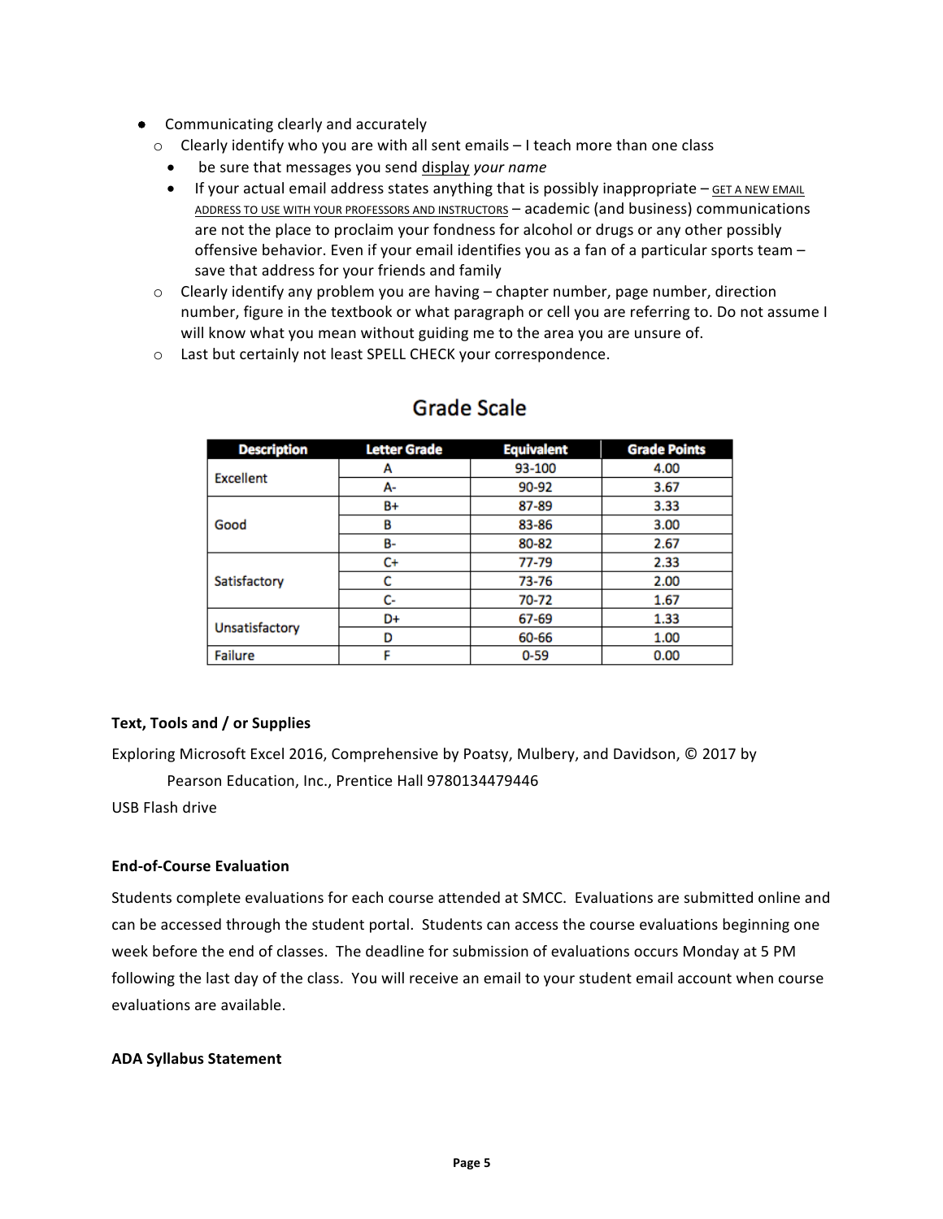- Communicating clearly and accurately
  - Clearly identify who you are with all sent emails – I teach more than one class
    - be sure that messages you send <u>display</u> *your name*
    - If your actual email address states anything that is possibly inappropriate – <u>GET A NEW EMAIL ADDRESS TO USE WITH YOUR PROFESSORS AND INSTRUCTORS</u> – academic (and business) communications are not the place to proclaim your fondness for alcohol or drugs or any other possibly offensive behavior. Even if your email identifies you as a fan of a particular sports team – save that address for your friends and family
  - Clearly identify any problem you are having – chapter number, page number, direction number, figure in the textbook or what paragraph or cell you are referring to. Do not assume I will know what you mean without guiding me to the area you are unsure of.
  - Last but certainly not least SPELL CHECK your correspondence.

## Grade Scale

| Description | Letter Grade | Equivalent | Grade Points |
|---|---|---|---|
| Excellent | A | 93-100 | 4.00 |
| | A- | 90-92 | 3.67 |
| Good | B+ | 87-89 | 3.33 |
| | B | 83-86 | 3.00 |
| | B- | 80-82 | 2.67 |
| Satisfactory | C+ | 77-79 | 2.33 |
| | C | 73-76 | 2.00 |
| | C- | 70-72 | 1.67 |
| Unsatisfactory | D+ | 67-69 | 1.33 |
| | D | 60-66 | 1.00 |
| Failure | F | 0-59 | 0.00 |

**Text, Tools and / or Supplies**

Exploring Microsoft Excel 2016, Comprehensive by Poatsy, Mulbery, and Davidson, © 2017 by Pearson Education, Inc., Prentice Hall 9780134479446

USB Flash drive

**End-of-Course Evaluation**

Students complete evaluations for each course attended at SMCC. Evaluations are submitted online and can be accessed through the student portal. Students can access the course evaluations beginning one week before the end of classes. The deadline for submission of evaluations occurs Monday at 5 PM following the last day of the class. You will receive an email to your student email account when course evaluations are available.

**ADA Syllabus Statement**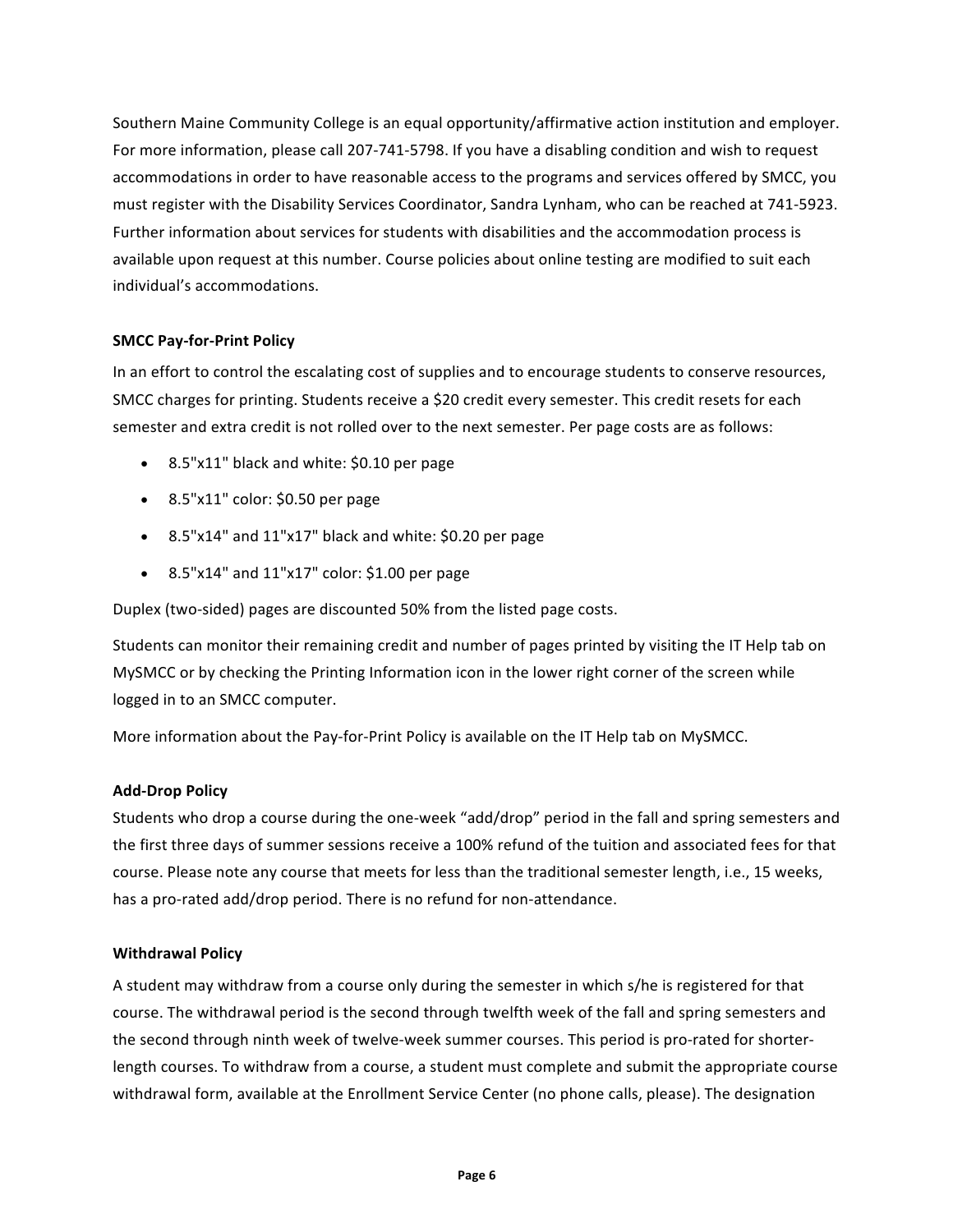Southern Maine Community College is an equal opportunity/affirmative action institution and employer. For more information, please call 207-741-5798. If you have a disabling condition and wish to request accommodations in order to have reasonable access to the programs and services offered by SMCC, you must register with the Disability Services Coordinator, Sandra Lynham, who can be reached at 741-5923. Further information about services for students with disabilities and the accommodation process is available upon request at this number. Course policies about online testing are modified to suit each individual's accommodations.

**SMCC Pay-for-Print Policy**

In an effort to control the escalating cost of supplies and to encourage students to conserve resources, SMCC charges for printing. Students receive a $20 credit every semester. This credit resets for each semester and extra credit is not rolled over to the next semester. Per page costs are as follows:

- 8.5"x11" black and white: $0.10 per page
- 8.5"x11" color: $0.50 per page
- 8.5"x14" and 11"x17" black and white: $0.20 per page
- 8.5"x14" and 11"x17" color: $1.00 per page

Duplex (two-sided) pages are discounted 50% from the listed page costs.

Students can monitor their remaining credit and number of pages printed by visiting the IT Help tab on MySMCC or by checking the Printing Information icon in the lower right corner of the screen while logged in to an SMCC computer.

More information about the Pay-for-Print Policy is available on the IT Help tab on MySMCC.

**Add-Drop Policy**

Students who drop a course during the one-week "add/drop" period in the fall and spring semesters and the first three days of summer sessions receive a 100% refund of the tuition and associated fees for that course. Please note any course that meets for less than the traditional semester length, i.e., 15 weeks, has a pro-rated add/drop period. There is no refund for non-attendance.

**Withdrawal Policy**

A student may withdraw from a course only during the semester in which s/he is registered for that course. The withdrawal period is the second through twelfth week of the fall and spring semesters and the second through ninth week of twelve-week summer courses. This period is pro-rated for shorter-length courses. To withdraw from a course, a student must complete and submit the appropriate course withdrawal form, available at the Enrollment Service Center (no phone calls, please). The designation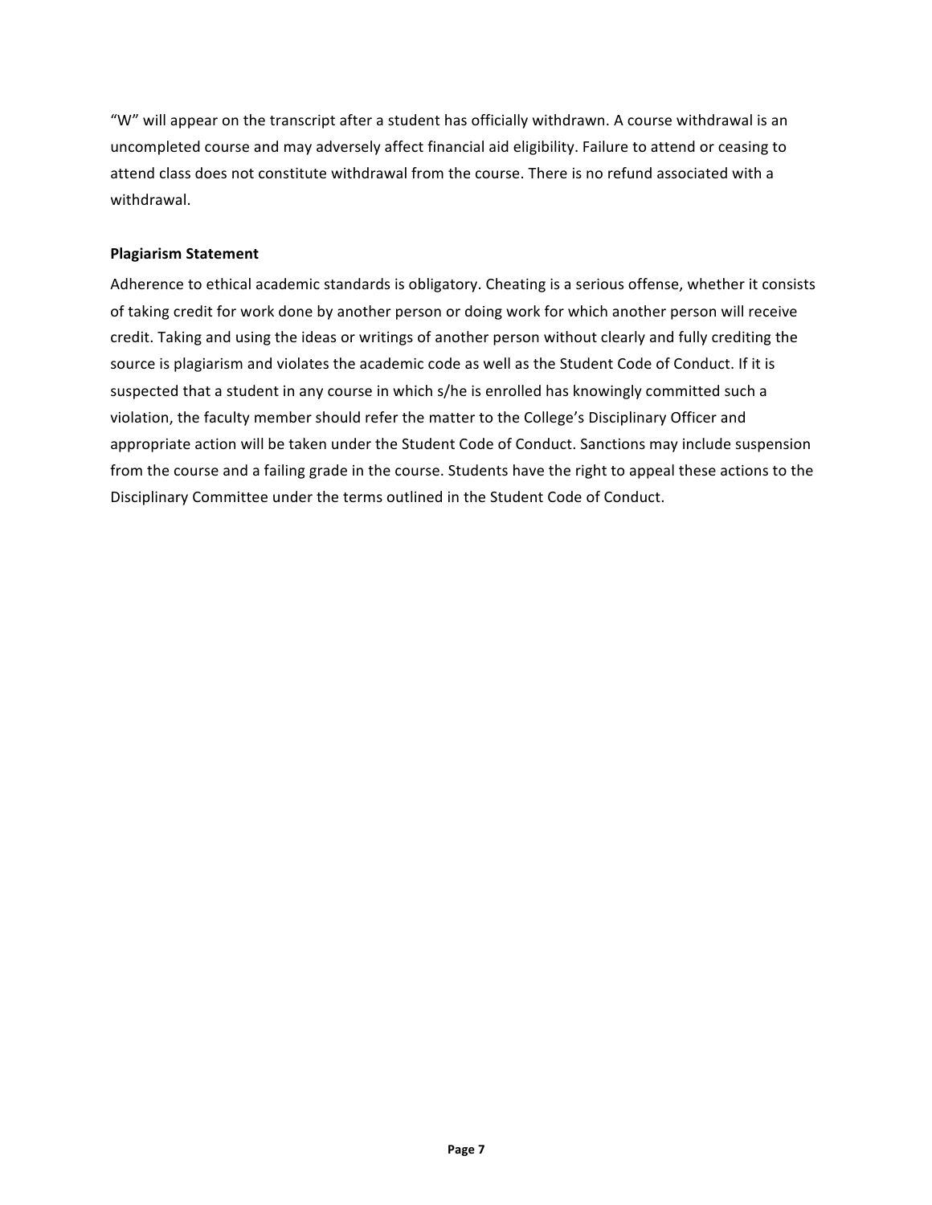"W" will appear on the transcript after a student has officially withdrawn. A course withdrawal is an uncompleted course and may adversely affect financial aid eligibility. Failure to attend or ceasing to attend class does not constitute withdrawal from the course. There is no refund associated with a withdrawal.

**Plagiarism Statement**

Adherence to ethical academic standards is obligatory. Cheating is a serious offense, whether it consists of taking credit for work done by another person or doing work for which another person will receive credit. Taking and using the ideas or writings of another person without clearly and fully crediting the source is plagiarism and violates the academic code as well as the Student Code of Conduct. If it is suspected that a student in any course in which s/he is enrolled has knowingly committed such a violation, the faculty member should refer the matter to the College's Disciplinary Officer and appropriate action will be taken under the Student Code of Conduct. Sanctions may include suspension from the course and a failing grade in the course. Students have the right to appeal these actions to the Disciplinary Committee under the terms outlined in the Student Code of Conduct.